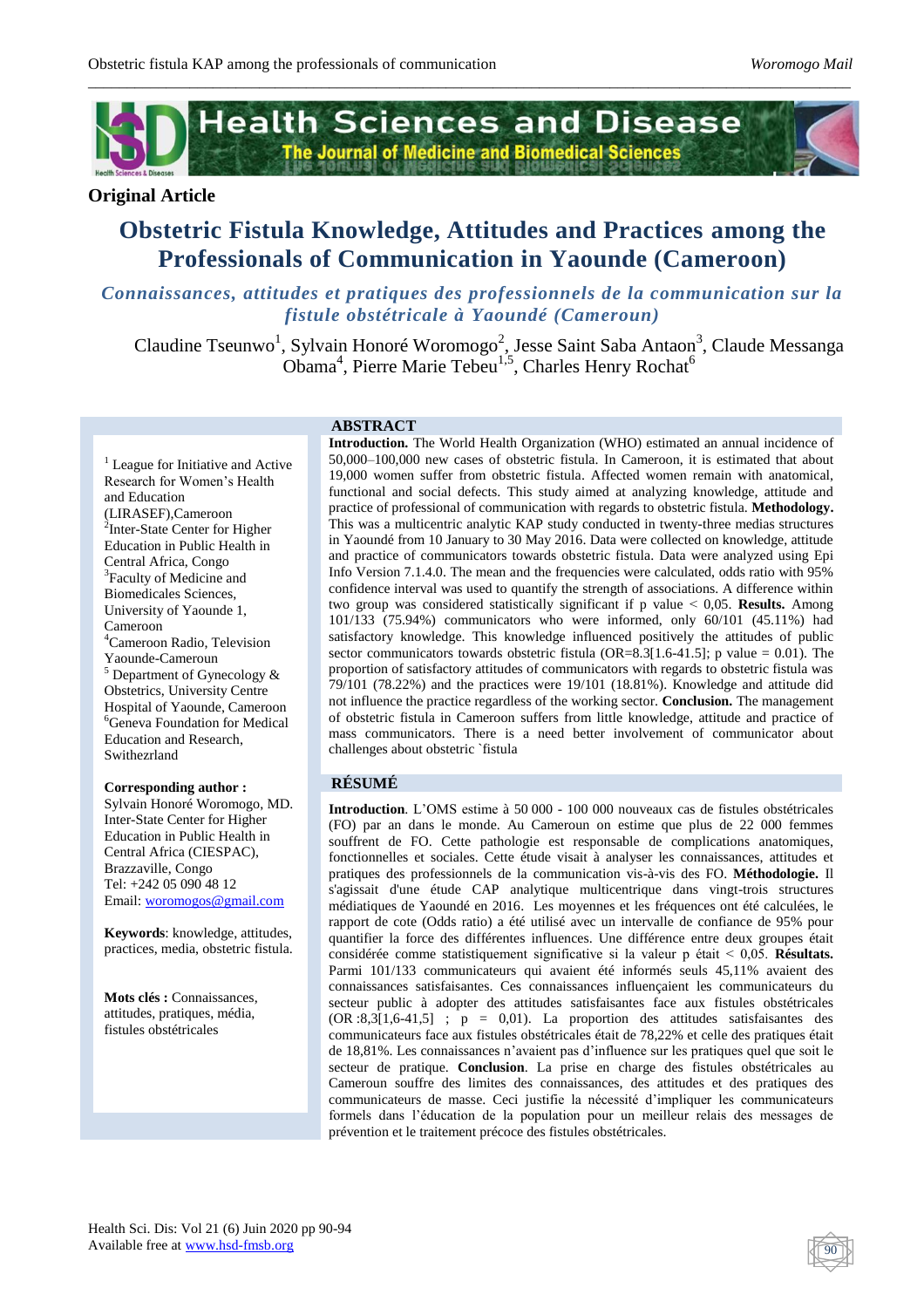## Original Article

# Obstetric Fistula Knowledge, Attitudes and Practices among the Professionals of Communication in Yaounde (Cameroon)

*Connaissances, attitudes et pratiques des professionnels de la communication sur la fistule obstétricale à Yaoundé (Cameroun)*

Claudine Tseunwo[1], Sylvain Honoré Woromogo[2], Jesse Saint Saba Antaon[3], Claude Messanga Obama[4], Pierre Marie Tebeu[1,5], Charles Henry Rochat[6]

[1] League for Initiative and Active Research for Women's Health and Education (LIRASEF),Cameroon
[2]Inter-State Center for Higher Education in Public Health in Central Africa, Congo
[3]Faculty of Medicine and Biomedicales Sciences, University of Yaounde 1, Cameroon
[4]Cameroon Radio, Television Yaounde-Cameroun
[5] Department of Gynecology & Obstetrics, University Centre Hospital of Yaounde, Cameroon
[6]Geneva Foundation for Medical Education and Research, Swithezrland

**Corresponding author :**
Sylvain Honoré Woromogo, MD. Inter-State Center for Higher Education in Public Health in Central Africa (CIESPAC), Brazzaville, Congo
Tel: +242 05 090 48 12
Email: woromogos@gmail.com

**Keywords**: knowledge, attitudes, practices, media, obstetric fistula.

**Mots clés :** Connaissances, attitudes, pratiques, média, fistules obstétricales

## ABSTRACT

**Introduction.** The World Health Organization (WHO) estimated an annual incidence of 50,000–100,000 new cases of obstetric fistula. In Cameroon, it is estimated that about 19,000 women suffer from obstetric fistula. Affected women remain with anatomical, functional and social defects. This study aimed at analyzing knowledge, attitude and practice of professional of communication with regards to obstetric fistula. **Methodology.** This was a multicentric analytic KAP study conducted in twenty-three medias structures in Yaoundé from 10 January to 30 May 2016. Data were collected on knowledge, attitude and practice of communicators towards obstetric fistula. Data were analyzed using Epi Info Version 7.1.4.0. The mean and the frequencies were calculated, odds ratio with 95% confidence interval was used to quantify the strength of associations. A difference within two group was considered statistically significant if p value < 0,05. **Results.** Among 101/133 (75.94%) communicators who were informed, only 60/101 (45.11%) had satisfactory knowledge. This knowledge influenced positively the attitudes of public sector communicators towards obstetric fistula (OR=8.3[1.6-41.5]; p value = 0.01). The proportion of satisfactory attitudes of communicators with regards to obstetric fistula was 79/101 (78.22%) and the practices were 19/101 (18.81%). Knowledge and attitude did not influence the practice regardless of the working sector. **Conclusion.** The management of obstetric fistula in Cameroon suffers from little knowledge, attitude and practice of mass communicators. There is a need better involvement of communicator about challenges about obstetric `fistula

## RÉSUMÉ

**Introduction**. L'OMS estime à 50 000 - 100 000 nouveaux cas de fistules obstétricales (FO) par an dans le monde. Au Cameroun on estime que plus de 22 000 femmes souffrent de FO. Cette pathologie est responsable de complications anatomiques, fonctionnelles et sociales. Cette étude visait à analyser les connaissances, attitudes et pratiques des professionnels de la communication vis-à-vis des FO. **Méthodologie.** Il s'agissait d'une étude CAP analytique multicentrique dans vingt-trois structures médiatiques de Yaoundé en 2016. Les moyennes et les fréquences ont été calculées, le rapport de cote (Odds ratio) a été utilisé avec un intervalle de confiance de 95% pour quantifier la force des différentes influences. Une différence entre deux groupes était considérée comme statistiquement significative si la valeur p était < 0,05. **Résultats.** Parmi 101/133 communicateurs qui avaient été informés seuls 45,11% avaient des connaissances satisfaisantes. Ces connaissances influençaient les communicateurs du secteur public à adopter des attitudes satisfaisantes face aux fistules obstétricales (OR :8,3[1,6-41,5] ; p = 0,01). La proportion des attitudes satisfaisantes des communicateurs face aux fistules obstétricales était de 78,22% et celle des pratiques était de 18,81%. Les connaissances n'avaient pas d'influence sur les pratiques quel que soit le secteur de pratique. **Conclusion**. La prise en charge des fistules obstétricales au Cameroun souffre des limites des connaissances, des attitudes et des pratiques des communicateurs de masse. Ceci justifie la nécessité d'impliquer les communicateurs formels dans l'éducation de la population pour un meilleur relais des messages de prévention et le traitement précoce des fistules obstétricales.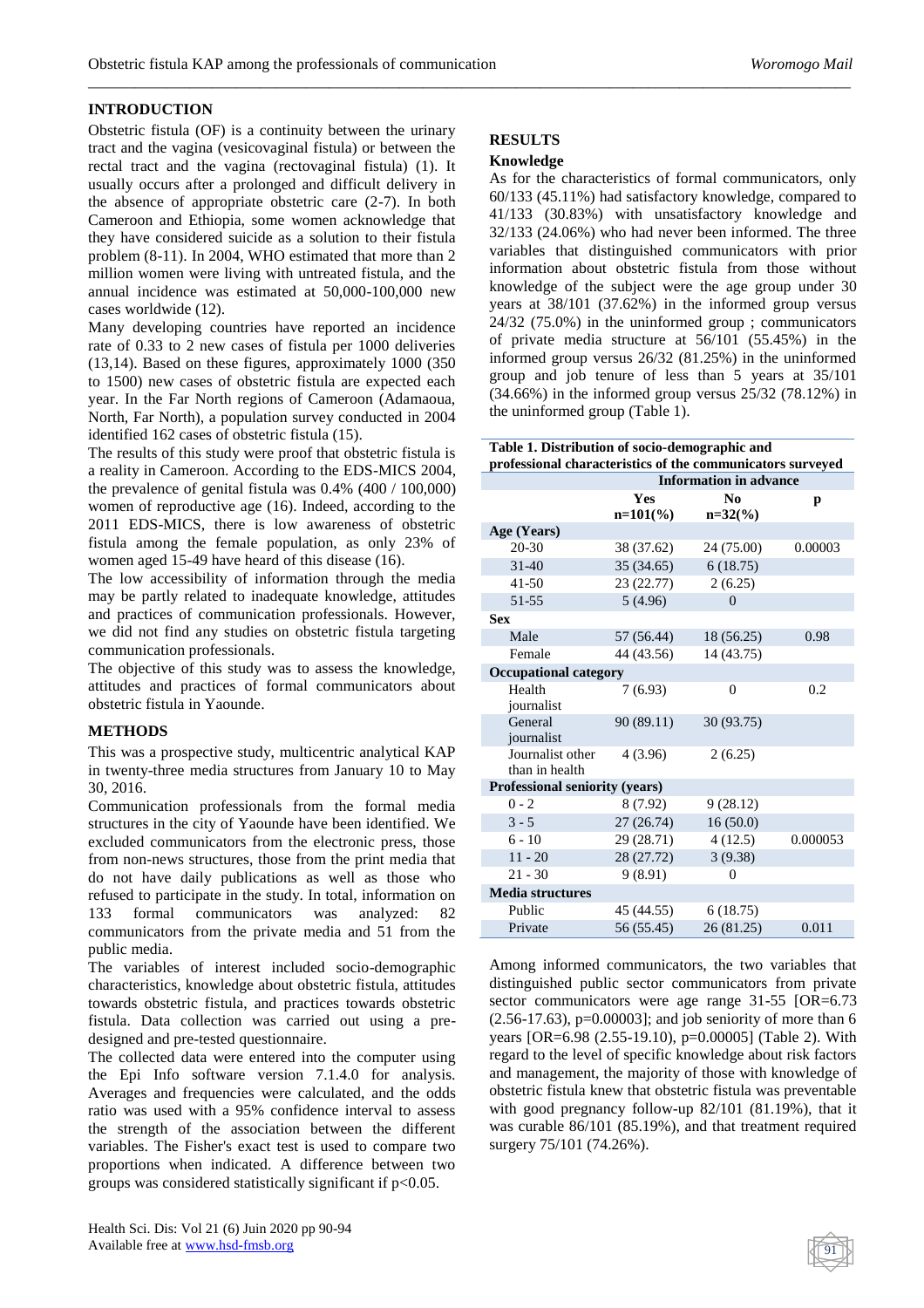## INTRODUCTION

Obstetric fistula (OF) is a continuity between the urinary tract and the vagina (vesicovaginal fistula) or between the rectal tract and the vagina (rectovaginal fistula) (1). It usually occurs after a prolonged and difficult delivery in the absence of appropriate obstetric care (2-7). In both Cameroon and Ethiopia, some women acknowledge that they have considered suicide as a solution to their fistula problem (8-11). In 2004, WHO estimated that more than 2 million women were living with untreated fistula, and the annual incidence was estimated at 50,000-100,000 new cases worldwide (12).

Many developing countries have reported an incidence rate of 0.33 to 2 new cases of fistula per 1000 deliveries (13,14). Based on these figures, approximately 1000 (350 to 1500) new cases of obstetric fistula are expected each year. In the Far North regions of Cameroon (Adamaoua, North, Far North), a population survey conducted in 2004 identified 162 cases of obstetric fistula (15).

The results of this study were proof that obstetric fistula is a reality in Cameroon. According to the EDS-MICS 2004, the prevalence of genital fistula was 0.4% (400 / 100,000) women of reproductive age (16). Indeed, according to the 2011 EDS-MICS, there is low awareness of obstetric fistula among the female population, as only 23% of women aged 15-49 have heard of this disease (16).

The low accessibility of information through the media may be partly related to inadequate knowledge, attitudes and practices of communication professionals. However, we did not find any studies on obstetric fistula targeting communication professionals.

The objective of this study was to assess the knowledge, attitudes and practices of formal communicators about obstetric fistula in Yaounde.

## METHODS

This was a prospective study, multicentric analytical KAP in twenty-three media structures from January 10 to May 30, 2016.

Communication professionals from the formal media structures in the city of Yaounde have been identified. We excluded communicators from the electronic press, those from non-news structures, those from the print media that do not have daily publications as well as those who refused to participate in the study. In total, information on 133 formal communicators was analyzed: 82 communicators from the private media and 51 from the public media.

The variables of interest included socio-demographic characteristics, knowledge about obstetric fistula, attitudes towards obstetric fistula, and practices towards obstetric fistula. Data collection was carried out using a pre-designed and pre-tested questionnaire.

The collected data were entered into the computer using the Epi Info software version 7.1.4.0 for analysis. Averages and frequencies were calculated, and the odds ratio was used with a 95% confidence interval to assess the strength of the association between the different variables. The Fisher's exact test is used to compare two proportions when indicated. A difference between two groups was considered statistically significant if $p<0.05$.

## RESULTS

### Knowledge

As for the characteristics of formal communicators, only 60/133 (45.11%) had satisfactory knowledge, compared to 41/133 (30.83%) with unsatisfactory knowledge and 32/133 (24.06%) who had never been informed. The three variables that distinguished communicators with prior information about obstetric fistula from those without knowledge of the subject were the age group under 30 years at 38/101 (37.62%) in the informed group versus 24/32 (75.0%) in the uninformed group ; communicators of private media structure at 56/101 (55.45%) in the informed group versus 26/32 (81.25%) in the uninformed group and job tenure of less than 5 years at 35/101 (34.66%) in the informed group versus 25/32 (78.12%) in the uninformed group (Table 1).

**Table 1. Distribution of socio-demographic and professional characteristics of the communicators surveyed**

| | Information in advance | | |
|---|---|---|---|
| | **Yes n=101(%)** | **No n=32(%)** | **p** |
| **Age (Years)** | | | |
| 20-30 | 38 (37.62) | 24 (75.00) | 0.00003 |
| 31-40 | 35 (34.65) | 6 (18.75) | |
| 41-50 | 23 (22.77) | 2 (6.25) | |
| 51-55 | 5 (4.96) | 0 | |
| **Sex** | | | |
| Male | 57 (56.44) | 18 (56.25) | 0.98 |
| Female | 44 (43.56) | 14 (43.75) | |
| **Occupational category** | | | |
| Health journalist | 7 (6.93) | 0 | 0.2 |
| General journalist | 90 (89.11) | 30 (93.75) | |
| Journalist other than in health | 4 (3.96) | 2 (6.25) | |
| **Professional seniority (years)** | | | |
| 0 - 2 | 8 (7.92) | 9 (28.12) | |
| 3 - 5 | 27 (26.74) | 16 (50.0) | |
| 6 - 10 | 29 (28.71) | 4 (12.5) | 0.000053 |
| 11 - 20 | 28 (27.72) | 3 (9.38) | |
| 21 - 30 | 9 (8.91) | 0 | |
| **Media structures** | | | |
| Public | 45 (44.55) | 6 (18.75) | |
| Private | 56 (55.45) | 26 (81.25) | 0.011 |

Among informed communicators, the two variables that distinguished public sector communicators from private sector communicators were age range 31-55 [OR=6.73 (2.56-17.63), p=0.00003]; and job seniority of more than 6 years [OR=6.98 (2.55-19.10), p=0.00005] (Table 2). With regard to the level of specific knowledge about risk factors and management, the majority of those with knowledge of obstetric fistula knew that obstetric fistula was preventable with good pregnancy follow-up 82/101 (81.19%), that it was curable 86/101 (85.19%), and that treatment required surgery 75/101 (74.26%).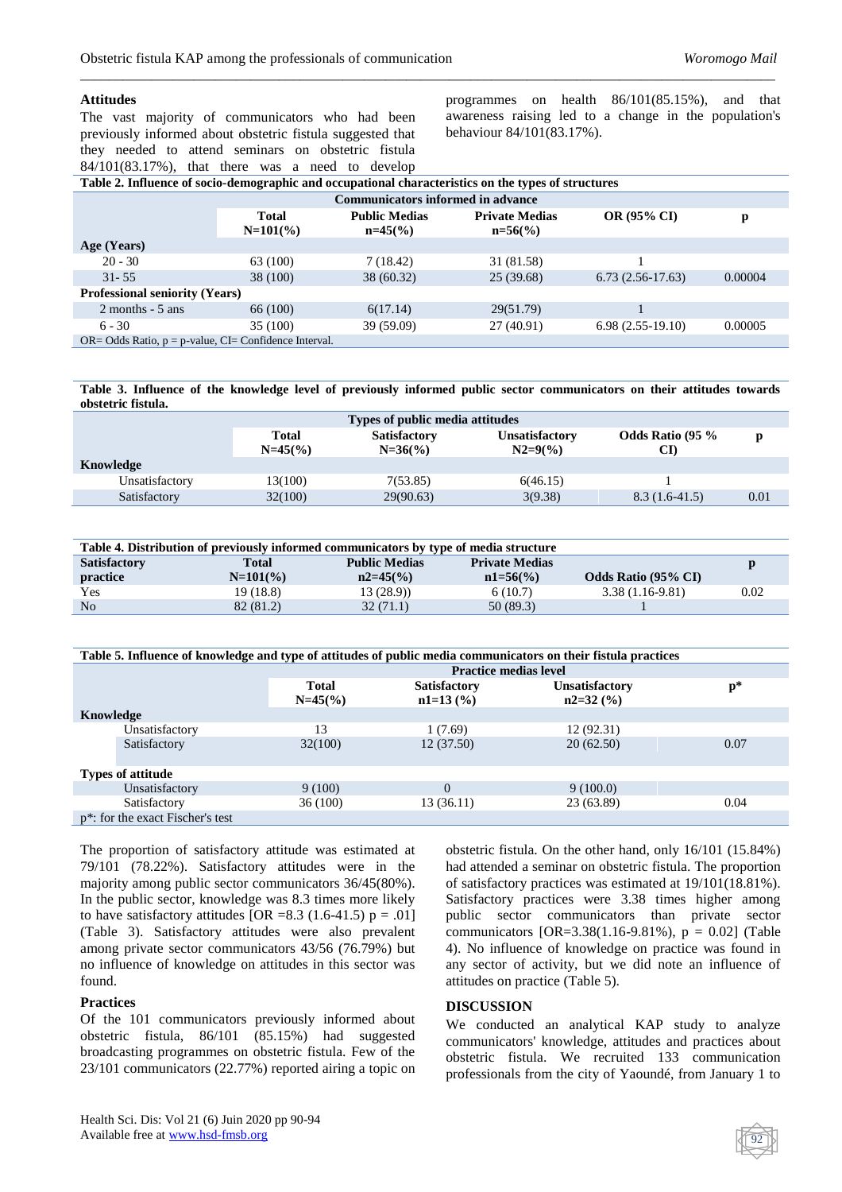### Attitudes

The vast majority of communicators who had been previously informed about obstetric fistula suggested that they needed to attend seminars on obstetric fistula 84/101(83.17%), that there was a need to develop programmes on health 86/101(85.15%), and that awareness raising led to a change in the population's behaviour 84/101(83.17%).

**Table 2. Influence of socio-demographic and occupational characteristics on the types of structures**

| | Communicators informed in advance | | | | |
|---|---|---|---|---|---|
| | Total N=101(%) | Public Medias n=45(%) | Private Medias n=56(%) | OR (95% CI) | p |
| **Age (Years)** | | | | | |
| 20 - 30 | 63 (100) | 7 (18.42) | 31 (81.58) | 1 | |
| 31- 55 | 38 (100) | 38 (60.32) | 25 (39.68) | 6.73 (2.56-17.63) | 0.00004 |
| **Professional seniority (Years)** | | | | | |
| 2 months - 5 ans | 66 (100) | 6(17.14) | 29(51.79) | 1 | |
| 6 - 30 | 35 (100) | 39 (59.09) | 27 (40.91) | 6.98 (2.55-19.10) | 0.00005 |

OR= Odds Ratio, p = p-value, CI= Confidence Interval.

**Table 3. Influence of the knowledge level of previously informed public sector communicators on their attitudes towards obstetric fistula.**

| | Types of public media attitudes | | | | |
|---|---|---|---|---|---|
| | Total N=45(%) | Satisfactory N=36(%) | Unsatisfactory N2=9(%) | Odds Ratio (95 % CI) | p |
| **Knowledge** | | | | | |
| Unsatisfactory | 13(100) | 7(53.85) | 6(46.15) | 1 | |
| Satisfactory | 32(100) | 29(90.63) | 3(9.38) | 8.3 (1.6-41.5) | 0.01 |

**Table 4. Distribution of previously informed communicators by type of media structure**

| Satisfactory practice | Total N=101(%) | Public Medias n2=45(%) | Private Medias n1=56(%) | Odds Ratio (95% CI) | p |
|---|---|---|---|---|---|
| Yes | 19 (18.8) | 13 (28.9)) | 6 (10.7) | 3.38 (1.16-9.81) | 0.02 |
| No | 82 (81.2) | 32 (71.1) | 50 (89.3) | 1 | |

**Table 5. Influence of knowledge and type of attitudes of public media communicators on their fistula practices**

| | Practice medias level | | | |
|---|---|---|---|---|
| | Total N=45(%) | Satisfactory n1=13 (%) | Unsatisfactory n2=32 (%) | p* |
| **Knowledge** | | | | |
| Unsatisfactory | 13 | 1 (7.69) | 12 (92.31) | |
| Satisfactory | 32(100) | 12 (37.50) | 20 (62.50) | 0.07 |
| **Types of attitude** | | | | |
| Unsatisfactory | 9 (100) | 0 | 9 (100.0) | |
| Satisfactory | 36 (100) | 13 (36.11) | 23 (63.89) | 0.04 |

p*: for the exact Fischer's test

The proportion of satisfactory attitude was estimated at 79/101 (78.22%). Satisfactory attitudes were in the majority among public sector communicators 36/45(80%). In the public sector, knowledge was 8.3 times more likely to have satisfactory attitudes [OR =8.3 (1.6-41.5) p = .01] (Table 3). Satisfactory attitudes were also prevalent among private sector communicators 43/56 (76.79%) but no influence of knowledge on attitudes in this sector was found.

### Practices

Of the 101 communicators previously informed about obstetric fistula, 86/101 (85.15%) had suggested broadcasting programmes on obstetric fistula. Few of the 23/101 communicators (22.77%) reported airing a topic on obstetric fistula. On the other hand, only 16/101 (15.84%) had attended a seminar on obstetric fistula. The proportion of satisfactory practices was estimated at 19/101(18.81%). Satisfactory practices were 3.38 times higher among public sector communicators than private sector communicators [OR=3.38(1.16-9.81%), p = 0.02] (Table 4). No influence of knowledge on practice was found in any sector of activity, but we did note an influence of attitudes on practice (Table 5).

## DISCUSSION

We conducted an analytical KAP study to analyze communicators' knowledge, attitudes and practices about obstetric fistula. We recruited 133 communication professionals from the city of Yaoundé, from January 1 to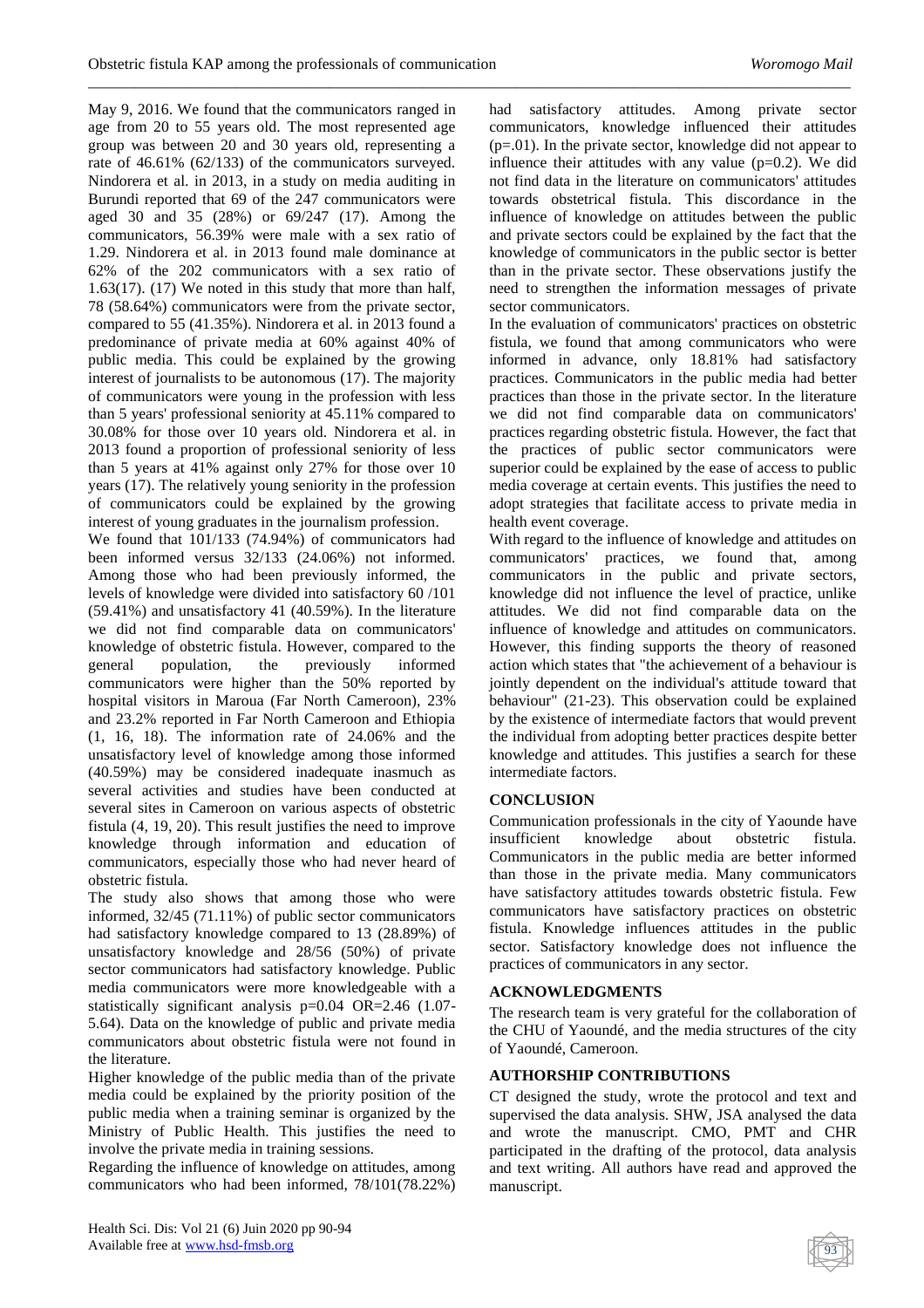May 9, 2016. We found that the communicators ranged in age from 20 to 55 years old. The most represented age group was between 20 and 30 years old, representing a rate of 46.61% (62/133) of the communicators surveyed. Nindorera et al. in 2013, in a study on media auditing in Burundi reported that 69 of the 247 communicators were aged 30 and 35 (28%) or 69/247 (17). Among the communicators, 56.39% were male with a sex ratio of 1.29. Nindorera et al. in 2013 found male dominance at 62% of the 202 communicators with a sex ratio of 1.63(17). (17) We noted in this study that more than half, 78 (58.64%) communicators were from the private sector, compared to 55 (41.35%). Nindorera et al. in 2013 found a predominance of private media at 60% against 40% of public media. This could be explained by the growing interest of journalists to be autonomous (17). The majority of communicators were young in the profession with less than 5 years' professional seniority at 45.11% compared to 30.08% for those over 10 years old. Nindorera et al. in 2013 found a proportion of professional seniority of less than 5 years at 41% against only 27% for those over 10 years (17). The relatively young seniority in the profession of communicators could be explained by the growing interest of young graduates in the journalism profession.

We found that 101/133 (74.94%) of communicators had been informed versus 32/133 (24.06%) not informed. Among those who had been previously informed, the levels of knowledge were divided into satisfactory 60 /101 (59.41%) and unsatisfactory 41 (40.59%). In the literature we did not find comparable data on communicators' knowledge of obstetric fistula. However, compared to the general population, the previously informed communicators were higher than the 50% reported by hospital visitors in Maroua (Far North Cameroon), 23% and 23.2% reported in Far North Cameroon and Ethiopia (1, 16, 18). The information rate of 24.06% and the unsatisfactory level of knowledge among those informed (40.59%) may be considered inadequate inasmuch as several activities and studies have been conducted at several sites in Cameroon on various aspects of obstetric fistula (4, 19, 20). This result justifies the need to improve knowledge through information and education of communicators, especially those who had never heard of obstetric fistula.

The study also shows that among those who were informed, 32/45 (71.11%) of public sector communicators had satisfactory knowledge compared to 13 (28.89%) of unsatisfactory knowledge and 28/56 (50%) of private sector communicators had satisfactory knowledge. Public media communicators were more knowledgeable with a statistically significant analysis p=0.04 OR=2.46 (1.07-5.64). Data on the knowledge of public and private media communicators about obstetric fistula were not found in the literature.

Higher knowledge of the public media than of the private media could be explained by the priority position of the public media when a training seminar is organized by the Ministry of Public Health. This justifies the need to involve the private media in training sessions.

Regarding the influence of knowledge on attitudes, among communicators who had been informed, 78/101(78.22%) had satisfactory attitudes. Among private sector communicators, knowledge influenced their attitudes (p=.01). In the private sector, knowledge did not appear to influence their attitudes with any value (p=0.2). We did not find data in the literature on communicators' attitudes towards obstetrical fistula. This discordance in the influence of knowledge on attitudes between the public and private sectors could be explained by the fact that the knowledge of communicators in the public sector is better than in the private sector. These observations justify the need to strengthen the information messages of private sector communicators.

In the evaluation of communicators' practices on obstetric fistula, we found that among communicators who were informed in advance, only 18.81% had satisfactory practices. Communicators in the public media had better practices than those in the private sector. In the literature we did not find comparable data on communicators' practices regarding obstetric fistula. However, the fact that the practices of public sector communicators were superior could be explained by the ease of access to public media coverage at certain events. This justifies the need to adopt strategies that facilitate access to private media in health event coverage.

With regard to the influence of knowledge and attitudes on communicators' practices, we found that, among communicators in the public and private sectors, knowledge did not influence the level of practice, unlike attitudes. We did not find comparable data on the influence of knowledge and attitudes on communicators. However, this finding supports the theory of reasoned action which states that "the achievement of a behaviour is jointly dependent on the individual's attitude toward that behaviour" (21-23). This observation could be explained by the existence of intermediate factors that would prevent the individual from adopting better practices despite better knowledge and attitudes. This justifies a search for these intermediate factors.

## CONCLUSION

Communication professionals in the city of Yaounde have insufficient knowledge about obstetric fistula. Communicators in the public media are better informed than those in the private media. Many communicators have satisfactory attitudes towards obstetric fistula. Few communicators have satisfactory practices on obstetric fistula. Knowledge influences attitudes in the public sector. Satisfactory knowledge does not influence the practices of communicators in any sector.

## ACKNOWLEDGMENTS

The research team is very grateful for the collaboration of the CHU of Yaoundé, and the media structures of the city of Yaoundé, Cameroon.

## AUTHORSHIP CONTRIBUTIONS

CT designed the study, wrote the protocol and text and supervised the data analysis. SHW, JSA analysed the data and wrote the manuscript. CMO, PMT and CHR participated in the drafting of the protocol, data analysis and text writing. All authors have read and approved the manuscript.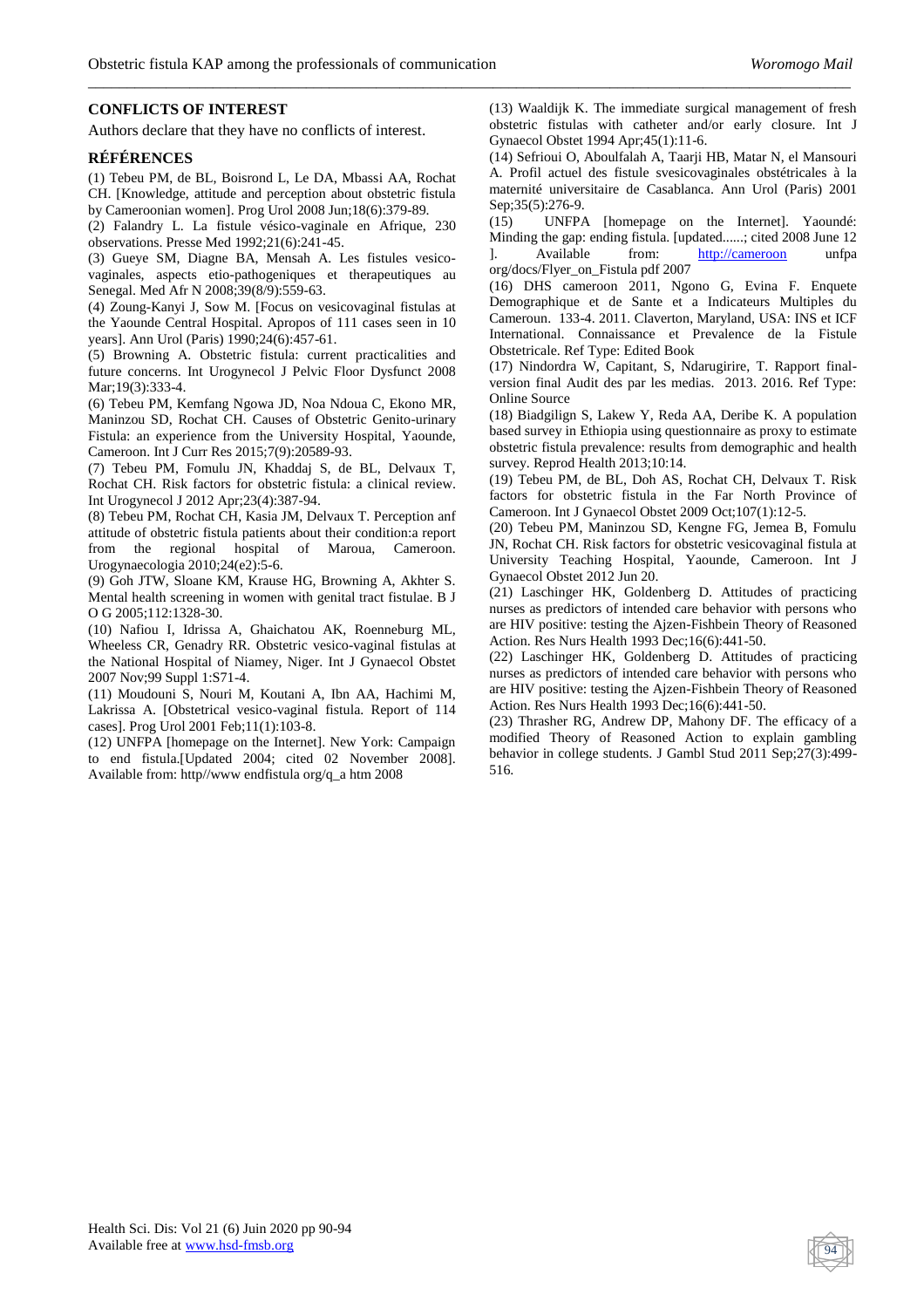## CONFLICTS OF INTEREST

Authors declare that they have no conflicts of interest.

## RÉFÉRENCES

(1) Tebeu PM, de BL, Boisrond L, Le DA, Mbassi AA, Rochat CH. [Knowledge, attitude and perception about obstetric fistula by Cameroonian women]. Prog Urol 2008 Jun;18(6):379-89.

(2) Falandry L. La fistule vésico-vaginale en Afrique, 230 observations. Presse Med 1992;21(6):241-45.

(3) Gueye SM, Diagne BA, Mensah A. Les fistules vesico-vaginales, aspects etio-pathogeniques et therapeutiques au Senegal. Med Afr N 2008;39(8/9):559-63.

(4) Zoung-Kanyi J, Sow M. [Focus on vesicovaginal fistulas at the Yaounde Central Hospital. Apropos of 111 cases seen in 10 years]. Ann Urol (Paris) 1990;24(6):457-61.

(5) Browning A. Obstetric fistula: current practicalities and future concerns. Int Urogynecol J Pelvic Floor Dysfunct 2008 Mar;19(3):333-4.

(6) Tebeu PM, Kemfang Ngowa JD, Noa Ndoua C, Ekono MR, Maninzou SD, Rochat CH. Causes of Obstetric Genito-urinary Fistula: an experience from the University Hospital, Yaounde, Cameroon. Int J Curr Res 2015;7(9):20589-93.

(7) Tebeu PM, Fomulu JN, Khaddaj S, de BL, Delvaux T, Rochat CH. Risk factors for obstetric fistula: a clinical review. Int Urogynecol J 2012 Apr;23(4):387-94.

(8) Tebeu PM, Rochat CH, Kasia JM, Delvaux T. Perception anf attitude of obstetric fistula patients about their condition:a report from the regional hospital of Maroua, Cameroon. Urogynaecologia 2010;24(e2):5-6.

(9) Goh JTW, Sloane KM, Krause HG, Browning A, Akhter S. Mental health screening in women with genital tract fistulae. B J O G 2005;112:1328-30.

(10) Nafiou I, Idrissa A, Ghaichatou AK, Roenneburg ML, Wheeless CR, Genadry RR. Obstetric vesico-vaginal fistulas at the National Hospital of Niamey, Niger. Int J Gynaecol Obstet 2007 Nov;99 Suppl 1:S71-4.

(11) Moudouni S, Nouri M, Koutani A, Ibn AA, Hachimi M, Lakrissa A. [Obstetrical vesico-vaginal fistula. Report of 114 cases]. Prog Urol 2001 Feb;11(1):103-8.

(12) UNFPA [homepage on the Internet]. New York: Campaign to end fistula.[Updated 2004; cited 02 November 2008]. Available from: http//www endfistula org/q_a htm 2008

(13) Waaldijk K. The immediate surgical management of fresh obstetric fistulas with catheter and/or early closure. Int J Gynaecol Obstet 1994 Apr;45(1):11-6.

(14) Sefrioui O, Aboulfalah A, Taarji HB, Matar N, el Mansouri A. Profil actuel des fistule svesicovaginales obstétricales à la maternité universitaire de Casablanca. Ann Urol (Paris) 2001 Sep;35(5):276-9.

(15) UNFPA [homepage on the Internet]. Yaoundé: Minding the gap: ending fistula. [updated......; cited 2008 June 12 ]. Available from: http://cameroon unfpa org/docs/Flyer_on_Fistula pdf 2007

(16) DHS cameroon 2011, Ngono G, Evina F. Enquete Demographique et de Sante et a Indicateurs Multiples du Cameroun. 133-4. 2011. Claverton, Maryland, USA: INS et ICF International. Connaissance et Prevalence de la Fistule Obstetricale. Ref Type: Edited Book

(17) Nindordra W, Capitant, S, Ndarugirire, T. Rapport final-version final Audit des par les medias. 2013. 2016. Ref Type: Online Source

(18) Biadgilign S, Lakew Y, Reda AA, Deribe K. A population based survey in Ethiopia using questionnaire as proxy to estimate obstetric fistula prevalence: results from demographic and health survey. Reprod Health 2013;10:14.

(19) Tebeu PM, de BL, Doh AS, Rochat CH, Delvaux T. Risk factors for obstetric fistula in the Far North Province of Cameroon. Int J Gynaecol Obstet 2009 Oct;107(1):12-5.

(20) Tebeu PM, Maninzou SD, Kengne FG, Jemea B, Fomulu JN, Rochat CH. Risk factors for obstetric vesicovaginal fistula at University Teaching Hospital, Yaounde, Cameroon. Int J Gynaecol Obstet 2012 Jun 20.

(21) Laschinger HK, Goldenberg D. Attitudes of practicing nurses as predictors of intended care behavior with persons who are HIV positive: testing the Ajzen-Fishbein Theory of Reasoned Action. Res Nurs Health 1993 Dec;16(6):441-50.

(22) Laschinger HK, Goldenberg D. Attitudes of practicing nurses as predictors of intended care behavior with persons who are HIV positive: testing the Ajzen-Fishbein Theory of Reasoned Action. Res Nurs Health 1993 Dec;16(6):441-50.

(23) Thrasher RG, Andrew DP, Mahony DF. The efficacy of a modified Theory of Reasoned Action to explain gambling behavior in college students. J Gambl Stud 2011 Sep;27(3):499-516.